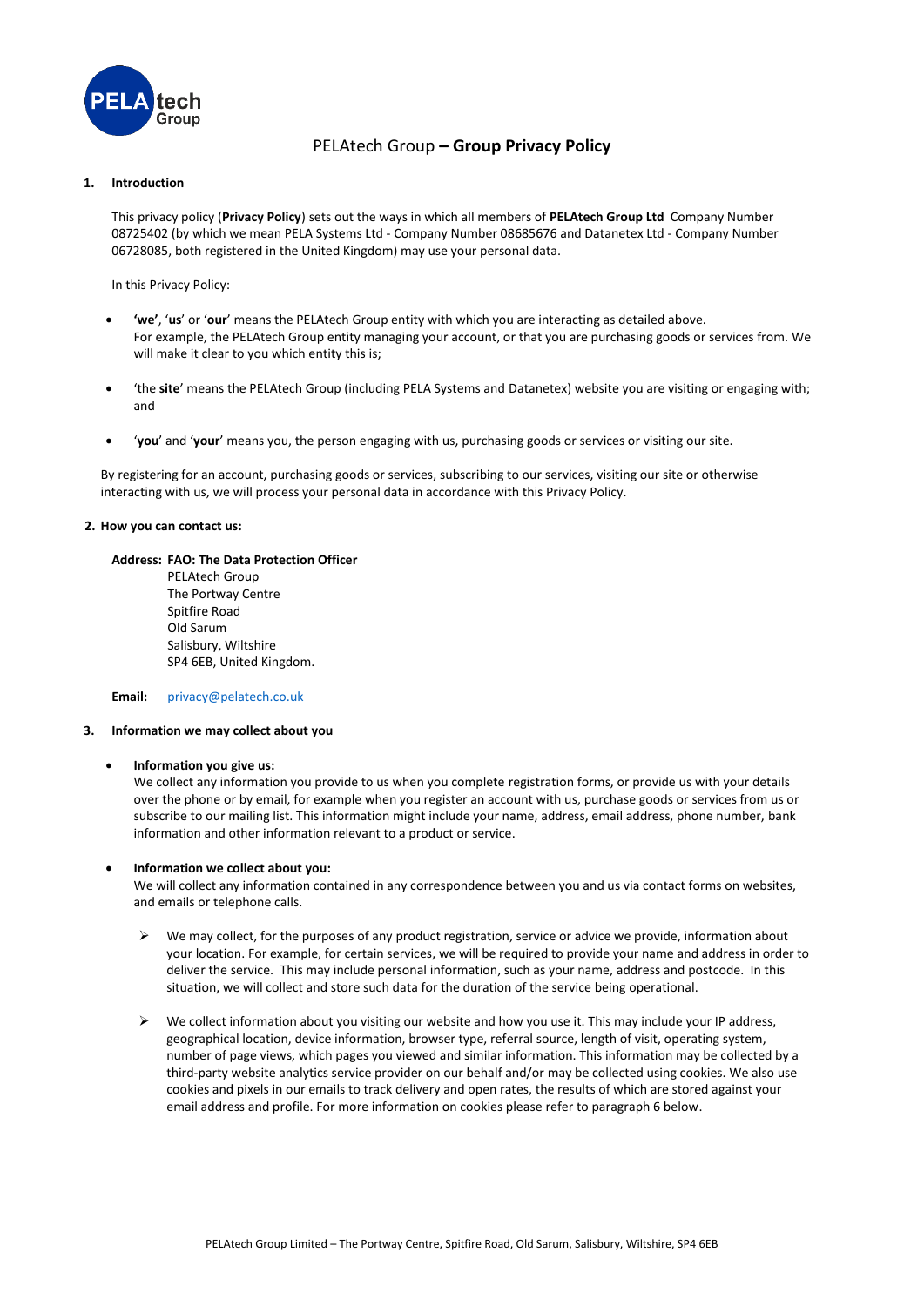# PELAtech Group – **Group Privacy Policy**

## 1. Introduction

This privacy policy (**Privacy Policy**) sets out the ways in which all members of **PELAtech Group Ltd** Company Number 08725402 (by which we mean PELA Systems Ltd - Company Number 08685676 and Datanetex Ltd - Company Number 06728085, both registered in the United Kingdom) may use your personal data.

In this Privacy Policy:

- **'we'**, '**us**' or '**our**' means the PELAtech Group entity with which you are interacting as detailed above. For example, the PELAtech Group entity managing your account, or that you are purchasing goods or services from. We will make it clear to you which entity this is;
- 'the **site**' means the PELAtech Group (including PELA Systems and Datanetex) website you are visiting or engaging with; and
- '**you**' and '**your**' means you, the person engaging with us, purchasing goods or services or visiting our site.

By registering for an account, purchasing goods or services, subscribing to our services, visiting our site or otherwise interacting with us, we will process your personal data in accordance with this Privacy Policy.

## 2. How you can contact us:

**Address: FAO: The Data Protection Officer**
PELAtech Group
The Portway Centre
Spitfire Road
Old Sarum
Salisbury, Wiltshire
SP4 6EB, United Kingdom.

**Email:** privacy@pelatech.co.uk

## 3. Information we may collect about you

- **Information you give us:**
  We collect any information you provide to us when you complete registration forms, or provide us with your details over the phone or by email, for example when you register an account with us, purchase goods or services from us or subscribe to our mailing list. This information might include your name, address, email address, phone number, bank information and other information relevant to a product or service.

- **Information we collect about you:**
  We will collect any information contained in any correspondence between you and us via contact forms on websites, and emails or telephone calls.

  - We may collect, for the purposes of any product registration, service or advice we provide, information about your location. For example, for certain services, we will be required to provide your name and address in order to deliver the service. This may include personal information, such as your name, address and postcode. In this situation, we will collect and store such data for the duration of the service being operational.

  - We collect information about you visiting our website and how you use it. This may include your IP address, geographical location, device information, browser type, referral source, length of visit, operating system, number of page views, which pages you viewed and similar information. This information may be collected by a third-party website analytics service provider on our behalf and/or may be collected using cookies. We also use cookies and pixels in our emails to track delivery and open rates, the results of which are stored against your email address and profile. For more information on cookies please refer to paragraph 6 below.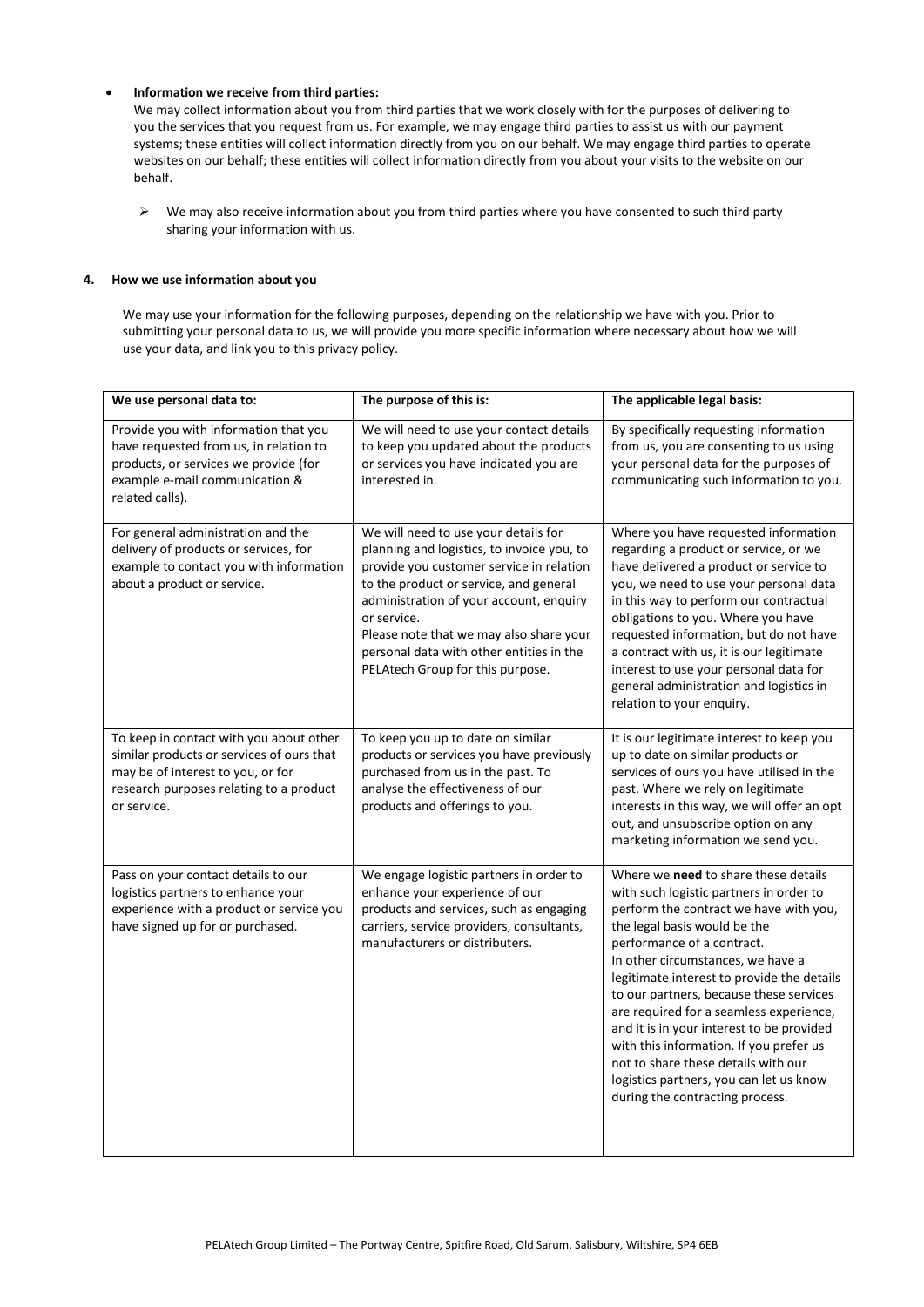- **Information we receive from third parties:**
  We may collect information about you from third parties that we work closely with for the purposes of delivering to you the services that you request from us. For example, we may engage third parties to assist us with our payment systems; these entities will collect information directly from you on our behalf. We may engage third parties to operate websites on our behalf; these entities will collect information directly from you about your visits to the website on our behalf.

  - We may also receive information about you from third parties where you have consented to such third party sharing your information with us.

## 4. How we use information about you

We may use your information for the following purposes, depending on the relationship we have with you. Prior to submitting your personal data to us, we will provide you more specific information where necessary about how we will use your data, and link you to this privacy policy.

| We use personal data to: | The purpose of this is: | The applicable legal basis: |
|---|---|---|
| Provide you with information that you have requested from us, in relation to products, or services we provide (for example e-mail communication & related calls). | We will need to use your contact details to keep you updated about the products or services you have indicated you are interested in. | By specifically requesting information from us, you are consenting to us using your personal data for the purposes of communicating such information to you. |
| For general administration and the delivery of products or services, for example to contact you with information about a product or service. | We will need to use your details for planning and logistics, to invoice you, to provide you customer service in relation to the product or service, and general administration of your account, enquiry or service. Please note that we may also share your personal data with other entities in the PELAtech Group for this purpose. | Where you have requested information regarding a product or service, or we have delivered a product or service to you, we need to use your personal data in this way to perform our contractual obligations to you. Where you have requested information, but do not have a contract with us, it is our legitimate interest to use your personal data for general administration and logistics in relation to your enquiry. |
| To keep in contact with you about other similar products or services of ours that may be of interest to you, or for research purposes relating to a product or service. | To keep you up to date on similar products or services you have previously purchased from us in the past. To analyse the effectiveness of our products and offerings to you. | It is our legitimate interest to keep you up to date on similar products or services of ours you have utilised in the past. Where we rely on legitimate interests in this way, we will offer an opt out, and unsubscribe option on any marketing information we send you. |
| Pass on your contact details to our logistics partners to enhance your experience with a product or service you have signed up for or purchased. | We engage logistic partners in order to enhance your experience of our products and services, such as engaging carriers, service providers, consultants, manufacturers or distributers. | Where we **need** to share these details with such logistic partners in order to perform the contract we have with you, the legal basis would be the performance of a contract. In other circumstances, we have a legitimate interest to provide the details to our partners, because these services are required for a seamless experience, and it is in your interest to be provided with this information. If you prefer us not to share these details with our logistics partners, you can let us know during the contracting process. |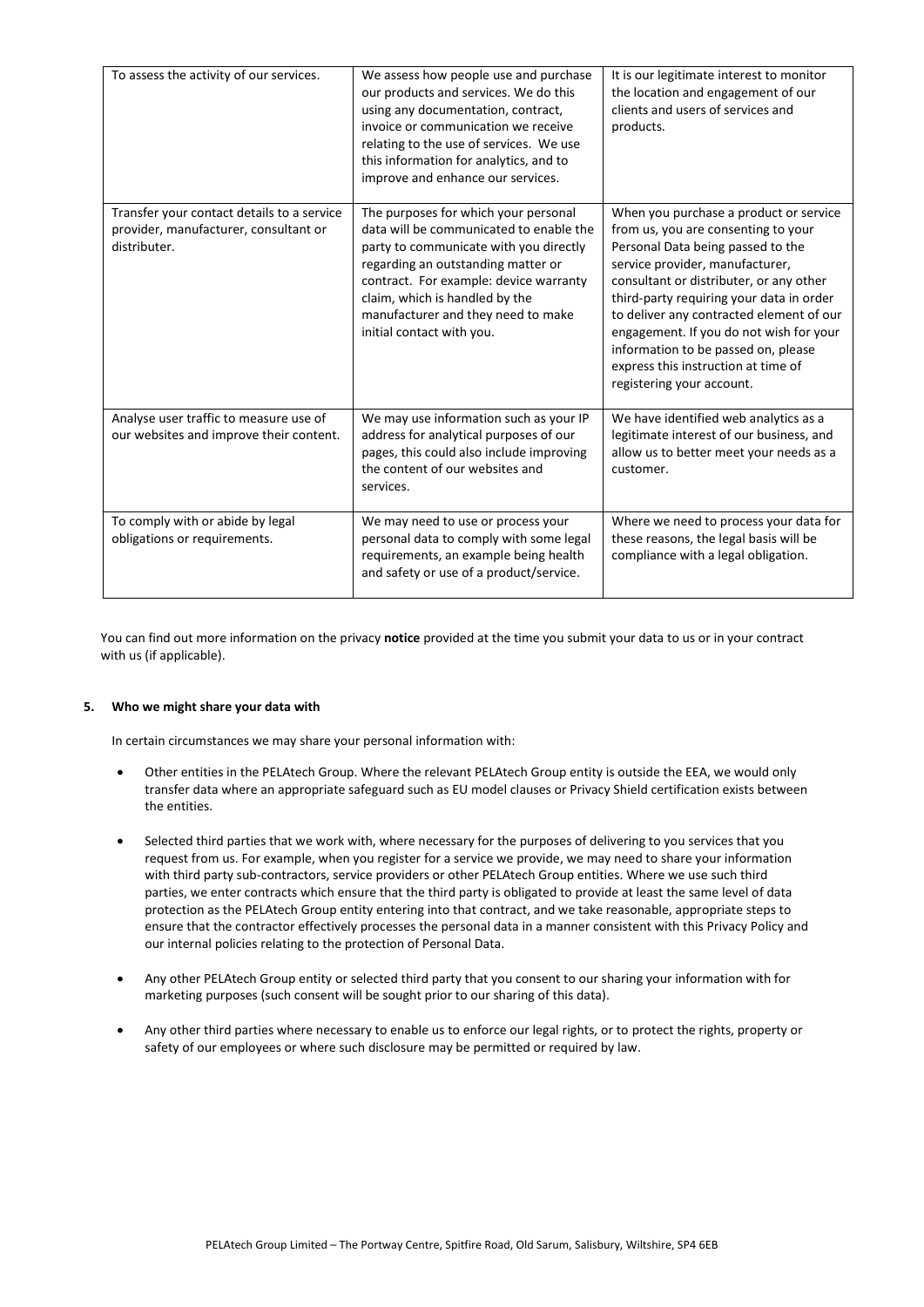| To assess the activity of our services. | We assess how people use and purchase our products and services. We do this using any documentation, contract, invoice or communication we receive relating to the use of services. We use this information for analytics, and to improve and enhance our services. | It is our legitimate interest to monitor the location and engagement of our clients and users of services and products. |
|---|---|---|
| Transfer your contact details to a service provider, manufacturer, consultant or distributer. | The purposes for which your personal data will be communicated to enable the party to communicate with you directly regarding an outstanding matter or contract. For example: device warranty claim, which is handled by the manufacturer and they need to make initial contact with you. | When you purchase a product or service from us, you are consenting to your Personal Data being passed to the service provider, manufacturer, consultant or distributer, or any other third-party requiring your data in order to deliver any contracted element of our engagement. If you do not wish for your information to be passed on, please express this instruction at time of registering your account. |
| Analyse user traffic to measure use of our websites and improve their content. | We may use information such as your IP address for analytical purposes of our pages, this could also include improving the content of our websites and services. | We have identified web analytics as a legitimate interest of our business, and allow us to better meet your needs as a customer. |
| To comply with or abide by legal obligations or requirements. | We may need to use or process your personal data to comply with some legal requirements, an example being health and safety or use of a product/service. | Where we need to process your data for these reasons, the legal basis will be compliance with a legal obligation. |

You can find out more information on the privacy **notice** provided at the time you submit your data to us or in your contract with us (if applicable).

## 5. Who we might share your data with

In certain circumstances we may share your personal information with:

- Other entities in the PELAtech Group. Where the relevant PELAtech Group entity is outside the EEA, we would only transfer data where an appropriate safeguard such as EU model clauses or Privacy Shield certification exists between the entities.
- Selected third parties that we work with, where necessary for the purposes of delivering to you services that you request from us. For example, when you register for a service we provide, we may need to share your information with third party sub-contractors, service providers or other PELAtech Group entities. Where we use such third parties, we enter contracts which ensure that the third party is obligated to provide at least the same level of data protection as the PELAtech Group entity entering into that contract, and we take reasonable, appropriate steps to ensure that the contractor effectively processes the personal data in a manner consistent with this Privacy Policy and our internal policies relating to the protection of Personal Data.
- Any other PELAtech Group entity or selected third party that you consent to our sharing your information with for marketing purposes (such consent will be sought prior to our sharing of this data).
- Any other third parties where necessary to enable us to enforce our legal rights, or to protect the rights, property or safety of our employees or where such disclosure may be permitted or required by law.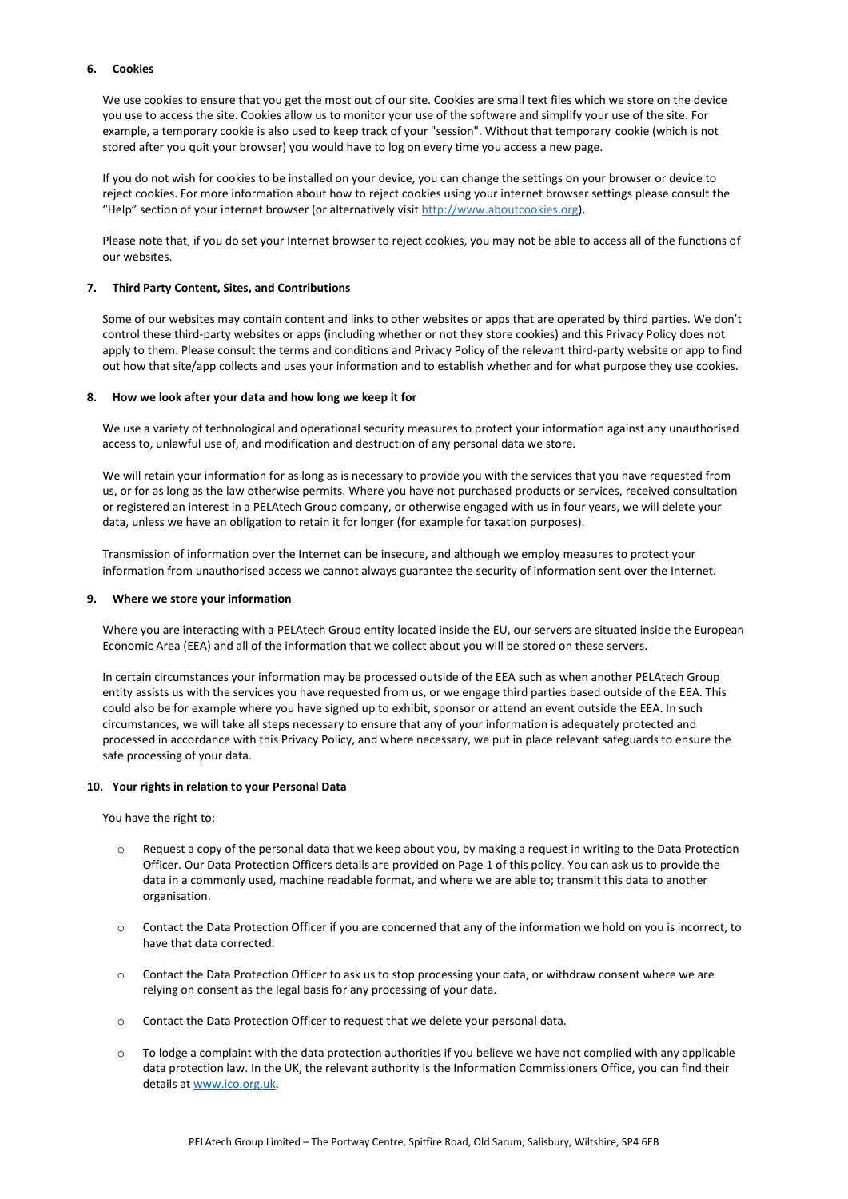## 6. Cookies

We use cookies to ensure that you get the most out of our site. Cookies are small text files which we store on the device you use to access the site. Cookies allow us to monitor your use of the software and simplify your use of the site. For example, a temporary cookie is also used to keep track of your "session". Without that temporary cookie (which is not stored after you quit your browser) you would have to log on every time you access a new page.

If you do not wish for cookies to be installed on your device, you can change the settings on your browser or device to reject cookies. For more information about how to reject cookies using your internet browser settings please consult the "Help" section of your internet browser (or alternatively visit [http://www.aboutcookies.org](http://www.aboutcookies.org)).

Please note that, if you do set your Internet browser to reject cookies, you may not be able to access all of the functions of our websites.

## 7. Third Party Content, Sites, and Contributions

Some of our websites may contain content and links to other websites or apps that are operated by third parties. We don't control these third-party websites or apps (including whether or not they store cookies) and this Privacy Policy does not apply to them. Please consult the terms and conditions and Privacy Policy of the relevant third-party website or app to find out how that site/app collects and uses your information and to establish whether and for what purpose they use cookies.

## 8. How we look after your data and how long we keep it for

We use a variety of technological and operational security measures to protect your information against any unauthorised access to, unlawful use of, and modification and destruction of any personal data we store.

We will retain your information for as long as is necessary to provide you with the services that you have requested from us, or for as long as the law otherwise permits. Where you have not purchased products or services, received consultation or registered an interest in a PELAtech Group company, or otherwise engaged with us in four years, we will delete your data, unless we have an obligation to retain it for longer (for example for taxation purposes).

Transmission of information over the Internet can be insecure, and although we employ measures to protect your information from unauthorised access we cannot always guarantee the security of information sent over the Internet.

## 9. Where we store your information

Where you are interacting with a PELAtech Group entity located inside the EU, our servers are situated inside the European Economic Area (EEA) and all of the information that we collect about you will be stored on these servers.

In certain circumstances your information may be processed outside of the EEA such as when another PELAtech Group entity assists us with the services you have requested from us, or we engage third parties based outside of the EEA. This could also be for example where you have signed up to exhibit, sponsor or attend an event outside the EEA. In such circumstances, we will take all steps necessary to ensure that any of your information is adequately protected and processed in accordance with this Privacy Policy, and where necessary, we put in place relevant safeguards to ensure the safe processing of your data.

## 10. Your rights in relation to your Personal Data

You have the right to:

- Request a copy of the personal data that we keep about you, by making a request in writing to the Data Protection Officer. Our Data Protection Officers details are provided on Page 1 of this policy. You can ask us to provide the data in a commonly used, machine readable format, and where we are able to; transmit this data to another organisation.
- Contact the Data Protection Officer if you are concerned that any of the information we hold on you is incorrect, to have that data corrected.
- Contact the Data Protection Officer to ask us to stop processing your data, or withdraw consent where we are relying on consent as the legal basis for any processing of your data.
- Contact the Data Protection Officer to request that we delete your personal data.
- To lodge a complaint with the data protection authorities if you believe we have not complied with any applicable data protection law. In the UK, the relevant authority is the Information Commissioners Office, you can find their details at [www.ico.org.uk](http://www.ico.org.uk).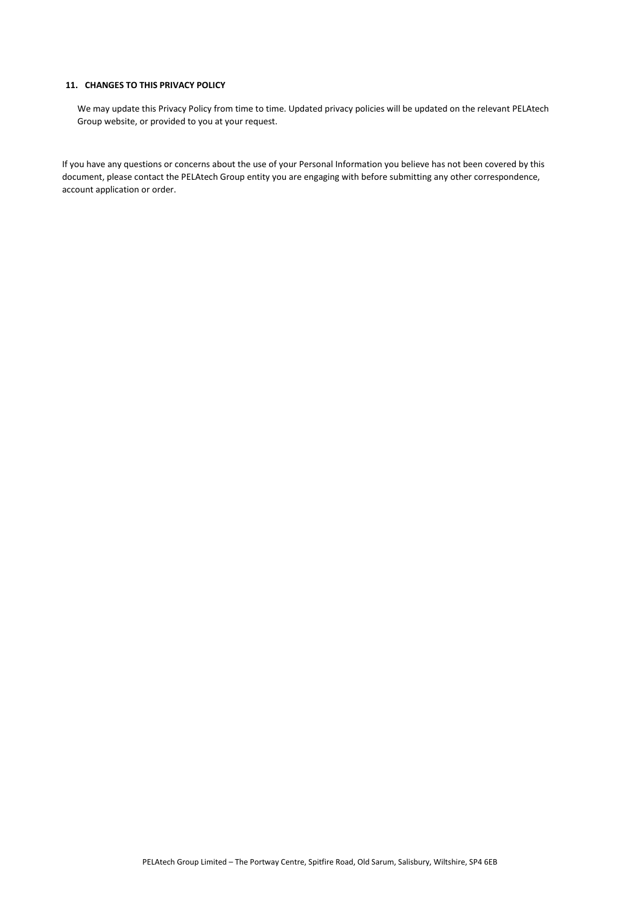## 11. CHANGES TO THIS PRIVACY POLICY

We may update this Privacy Policy from time to time. Updated privacy policies will be updated on the relevant PELAtech Group website, or provided to you at your request.

If you have any questions or concerns about the use of your Personal Information you believe has not been covered by this document, please contact the PELAtech Group entity you are engaging with before submitting any other correspondence, account application or order.